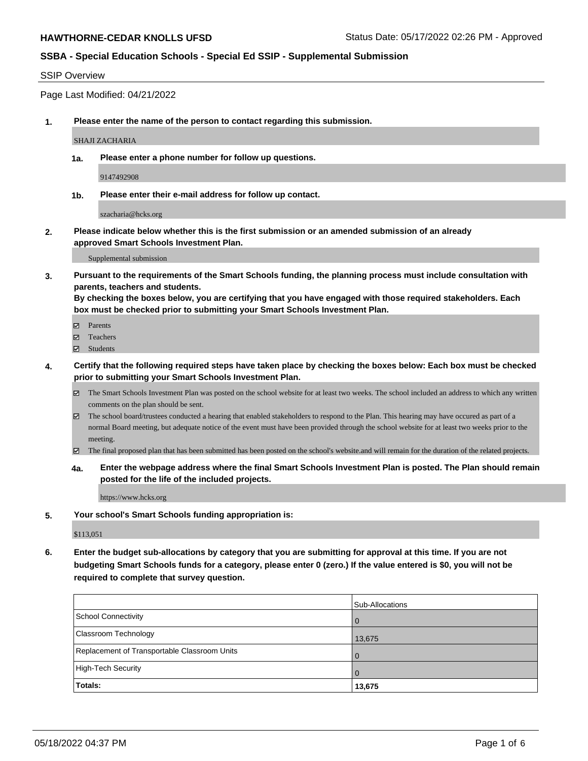**HAWTHORNE-CEDAR KNOLLS UFSD** Status Date: 05/17/2022 02:26 PM - Approved

## SSBA - Special Education Schools - Special Ed SSIP - Supplemental Submission

### SSIP Overview

Page Last Modified: 04/21/2022

**1. Please enter the name of the person to contact regarding this submission.**

SHAJI ZACHARIA

**1a. Please enter a phone number for follow up questions.**

9147492908

**1b. Please enter their e-mail address for follow up contact.**

szacharia@hcks.org

**2. Please indicate below whether this is the first submission or an amended submission of an already approved Smart Schools Investment Plan.**

Supplemental submission

**3. Pursuant to the requirements of the Smart Schools funding, the planning process must include consultation with parents, teachers and students.**
**By checking the boxes below, you are certifying that you have engaged with those required stakeholders. Each box must be checked prior to submitting your Smart Schools Investment Plan.**

- ☑ Parents
- ☑ Teachers
- ☑ Students

**4. Certify that the following required steps have taken place by checking the boxes below: Each box must be checked prior to submitting your Smart Schools Investment Plan.**

- ☑ The Smart Schools Investment Plan was posted on the school website for at least two weeks. The school included an address to which any written comments on the plan should be sent.
- ☑ The school board/trustees conducted a hearing that enabled stakeholders to respond to the Plan. This hearing may have occured as part of a normal Board meeting, but adequate notice of the event must have been provided through the school website for at least two weeks prior to the meeting.
- ☑ The final proposed plan that has been submitted has been posted on the school's website.and will remain for the duration of the related projects.

**4a. Enter the webpage address where the final Smart Schools Investment Plan is posted. The Plan should remain posted for the life of the included projects.**

https://www.hcks.org

**5. Your school's Smart Schools funding appropriation is:**

$113,051

**6. Enter the budget sub-allocations by category that you are submitting for approval at this time. If you are not budgeting Smart Schools funds for a category, please enter 0 (zero.) If the value entered is $0, you will not be required to complete that survey question.**

| | Sub-Allocations |
|---|---|
| School Connectivity | 0 |
| Classroom Technology | 13,675 |
| Replacement of Transportable Classroom Units | 0 |
| High-Tech Security | 0 |
| **Totals:** | **13,675** |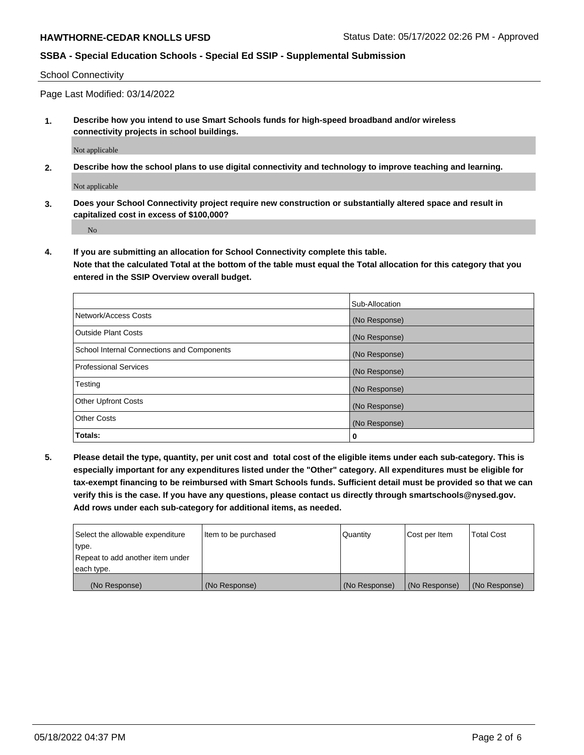School Connectivity

Page Last Modified: 03/14/2022

**1. Describe how you intend to use Smart Schools funds for high-speed broadband and/or wireless connectivity projects in school buildings.**

Not applicable

**2. Describe how the school plans to use digital connectivity and technology to improve teaching and learning.**

Not applicable

**3. Does your School Connectivity project require new construction or substantially altered space and result in capitalized cost in excess of $100,000?**

No

**4. If you are submitting an allocation for School Connectivity complete this table. Note that the calculated Total at the bottom of the table must equal the Total allocation for this category that you entered in the SSIP Overview overall budget.**

| | Sub-Allocation |
|---|---|
| Network/Access Costs | (No Response) |
| Outside Plant Costs | (No Response) |
| School Internal Connections and Components | (No Response) |
| Professional Services | (No Response) |
| Testing | (No Response) |
| Other Upfront Costs | (No Response) |
| Other Costs | (No Response) |
| **Totals:** | **0** |

**5. Please detail the type, quantity, per unit cost and total cost of the eligible items under each sub-category. This is especially important for any expenditures listed under the "Other" category. All expenditures must be eligible for tax-exempt financing to be reimbursed with Smart Schools funds. Sufficient detail must be provided so that we can verify this is the case. If you have any questions, please contact us directly through smartschools@nysed.gov. Add rows under each sub-category for additional items, as needed.**

| Select the allowable expenditure type. Repeat to add another item under each type. | Item to be purchased | Quantity | Cost per Item | Total Cost |
|---|---|---|---|---|
| (No Response) | (No Response) | (No Response) | (No Response) | (No Response) |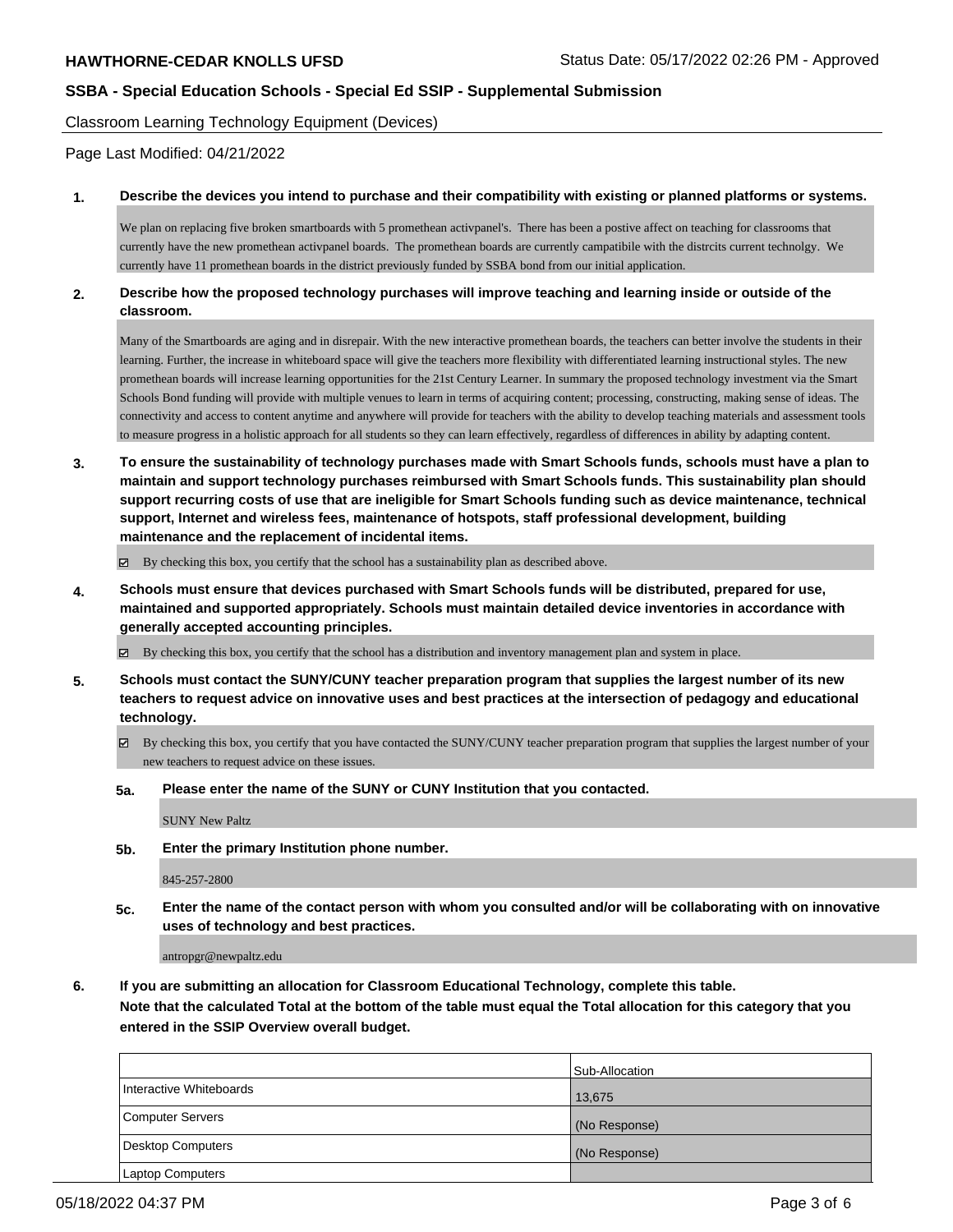Classroom Learning Technology Equipment (Devices)

Page Last Modified: 04/21/2022

**1. Describe the devices you intend to purchase and their compatibility with existing or planned platforms or systems.**

We plan on replacing five broken smartboards with 5 promethean activpanel's. There has been a postive affect on teaching for classrooms that currently have the new promethean activpanel boards. The promethean boards are currently campatibile with the distrcits current technolgy. We currently have 11 promethean boards in the district previously funded by SSBA bond from our initial application.

**2. Describe how the proposed technology purchases will improve teaching and learning inside or outside of the classroom.**

Many of the Smartboards are aging and in disrepair. With the new interactive promethean boards, the teachers can better involve the students in their learning. Further, the increase in whiteboard space will give the teachers more flexibility with differentiated learning instructional styles. The new promethean boards will increase learning opportunities for the 21st Century Learner. In summary the proposed technology investment via the Smart Schools Bond funding will provide with multiple venues to learn in terms of acquiring content; processing, constructing, making sense of ideas. The connectivity and access to content anytime and anywhere will provide for teachers with the ability to develop teaching materials and assessment tools to measure progress in a holistic approach for all students so they can learn effectively, regardless of differences in ability by adapting content.

**3. To ensure the sustainability of technology purchases made with Smart Schools funds, schools must have a plan to maintain and support technology purchases reimbursed with Smart Schools funds. This sustainability plan should support recurring costs of use that are ineligible for Smart Schools funding such as device maintenance, technical support, Internet and wireless fees, maintenance of hotspots, staff professional development, building maintenance and the replacement of incidental items.**

☑ By checking this box, you certify that the school has a sustainability plan as described above.

**4. Schools must ensure that devices purchased with Smart Schools funds will be distributed, prepared for use, maintained and supported appropriately. Schools must maintain detailed device inventories in accordance with generally accepted accounting principles.**

☑ By checking this box, you certify that the school has a distribution and inventory management plan and system in place.

**5. Schools must contact the SUNY/CUNY teacher preparation program that supplies the largest number of its new teachers to request advice on innovative uses and best practices at the intersection of pedagogy and educational technology.**

☑ By checking this box, you certify that you have contacted the SUNY/CUNY teacher preparation program that supplies the largest number of your new teachers to request advice on these issues.

**5a. Please enter the name of the SUNY or CUNY Institution that you contacted.**

SUNY New Paltz

**5b. Enter the primary Institution phone number.**

845-257-2800

**5c. Enter the name of the contact person with whom you consulted and/or will be collaborating with on innovative uses of technology and best practices.**

antropgr@newpaltz.edu

**6. If you are submitting an allocation for Classroom Educational Technology, complete this table.**
**Note that the calculated Total at the bottom of the table must equal the Total allocation for this category that you entered in the SSIP Overview overall budget.**

| | Sub-Allocation |
|---|---|
| Interactive Whiteboards | 13,675 |
| Computer Servers | (No Response) |
| Desktop Computers | (No Response) |
| Laptop Computers | |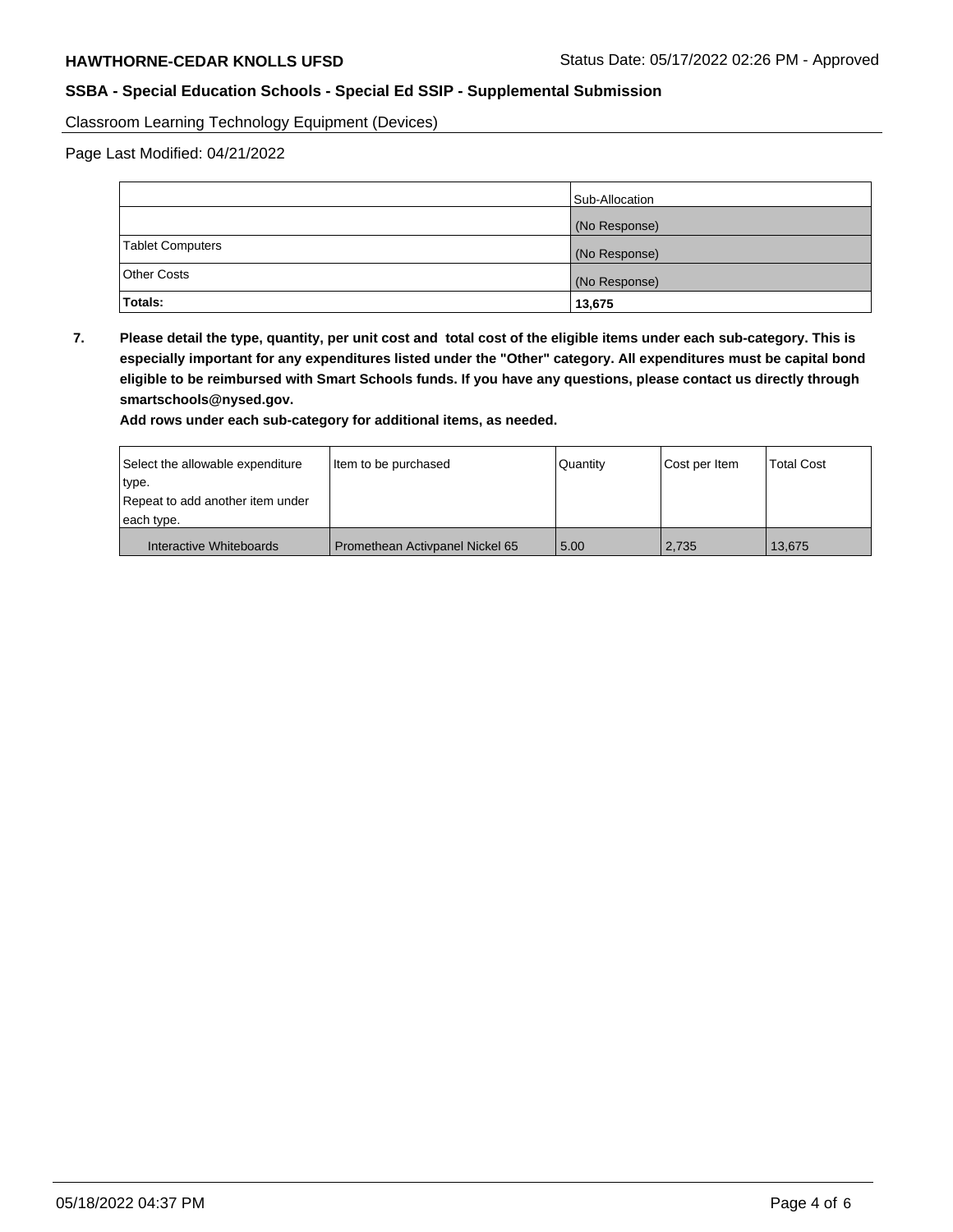Classroom Learning Technology Equipment (Devices)

Page Last Modified: 04/21/2022

| | Sub-Allocation |
|---|---|
| | (No Response) |
| Tablet Computers | (No Response) |
| Other Costs | (No Response) |
| **Totals:** | **13,675** |

**7. Please detail the type, quantity, per unit cost and total cost of the eligible items under each sub-category. This is especially important for any expenditures listed under the "Other" category. All expenditures must be capital bond eligible to be reimbursed with Smart Schools funds. If you have any questions, please contact us directly through smartschools@nysed.gov.**

**Add rows under each sub-category for additional items, as needed.**

| Select the allowable expenditure type. Repeat to add another item under each type. | Item to be purchased | Quantity | Cost per Item | Total Cost |
|---|---|---|---|---|
| Interactive Whiteboards | Promethean Activpanel Nickel 65 | 5.00 | 2,735 | 13,675 |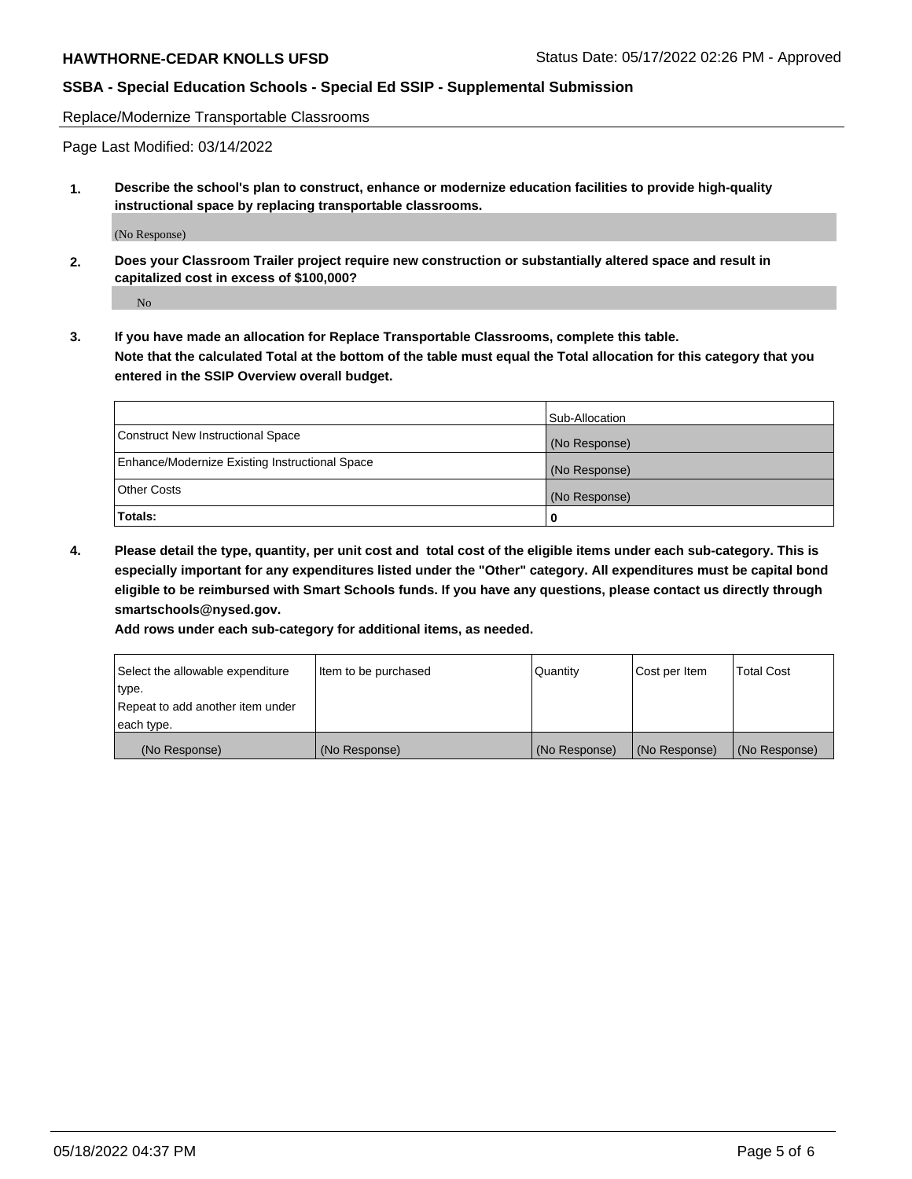Replace/Modernize Transportable Classrooms

Page Last Modified: 03/14/2022

**1. Describe the school's plan to construct, enhance or modernize education facilities to provide high-quality instructional space by replacing transportable classrooms.**

(No Response)

**2. Does your Classroom Trailer project require new construction or substantially altered space and result in capitalized cost in excess of $100,000?**

No

**3. If you have made an allocation for Replace Transportable Classrooms, complete this table. Note that the calculated Total at the bottom of the table must equal the Total allocation for this category that you entered in the SSIP Overview overall budget.**

| | Sub-Allocation |
|---|---|
| Construct New Instructional Space | (No Response) |
| Enhance/Modernize Existing Instructional Space | (No Response) |
| Other Costs | (No Response) |
| **Totals:** | **0** |

**4. Please detail the type, quantity, per unit cost and total cost of the eligible items under each sub-category. This is especially important for any expenditures listed under the "Other" category. All expenditures must be capital bond eligible to be reimbursed with Smart Schools funds. If you have any questions, please contact us directly through smartschools@nysed.gov.**

**Add rows under each sub-category for additional items, as needed.**

| Select the allowable expenditure type. Repeat to add another item under each type. | Item to be purchased | Quantity | Cost per Item | Total Cost |
|---|---|---|---|---|
| (No Response) | (No Response) | (No Response) | (No Response) | (No Response) |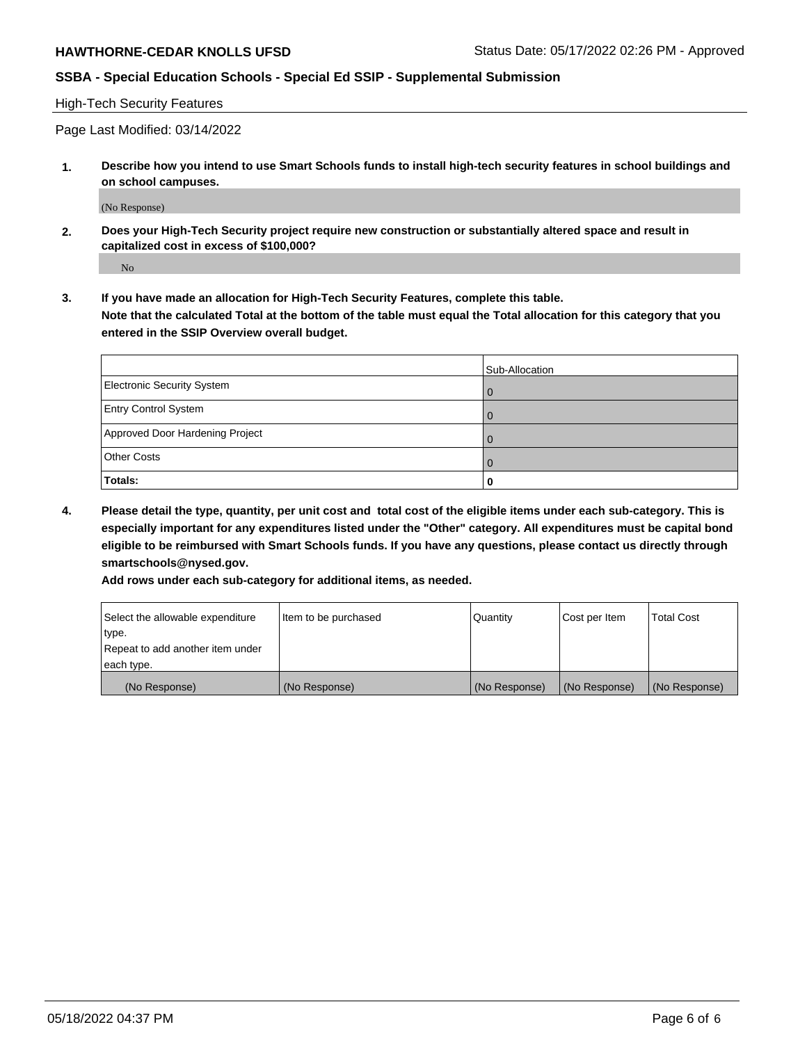**HAWTHORNE-CEDAR KNOLLS UFSD** Status Date: 05/17/2022 02:26 PM - Approved

**SSBA - Special Education Schools - Special Ed SSIP - Supplemental Submission**

High-Tech Security Features

Page Last Modified: 03/14/2022

**1. Describe how you intend to use Smart Schools funds to install high-tech security features in school buildings and on school campuses.**

(No Response)

**2. Does your High-Tech Security project require new construction or substantially altered space and result in capitalized cost in excess of $100,000?**

No

**3. If you have made an allocation for High-Tech Security Features, complete this table.**
**Note that the calculated Total at the bottom of the table must equal the Total allocation for this category that you entered in the SSIP Overview overall budget.**

| | Sub-Allocation |
|---|---|
| Electronic Security System | 0 |
| Entry Control System | 0 |
| Approved Door Hardening Project | 0 |
| Other Costs | 0 |
| **Totals:** | **0** |

**4. Please detail the type, quantity, per unit cost and total cost of the eligible items under each sub-category. This is especially important for any expenditures listed under the "Other" category. All expenditures must be capital bond eligible to be reimbursed with Smart Schools funds. If you have any questions, please contact us directly through smartschools@nysed.gov.**
**Add rows under each sub-category for additional items, as needed.**

| Select the allowable expenditure type. Repeat to add another item under each type. | Item to be purchased | Quantity | Cost per Item | Total Cost |
|---|---|---|---|---|
| (No Response) | (No Response) | (No Response) | (No Response) | (No Response) |